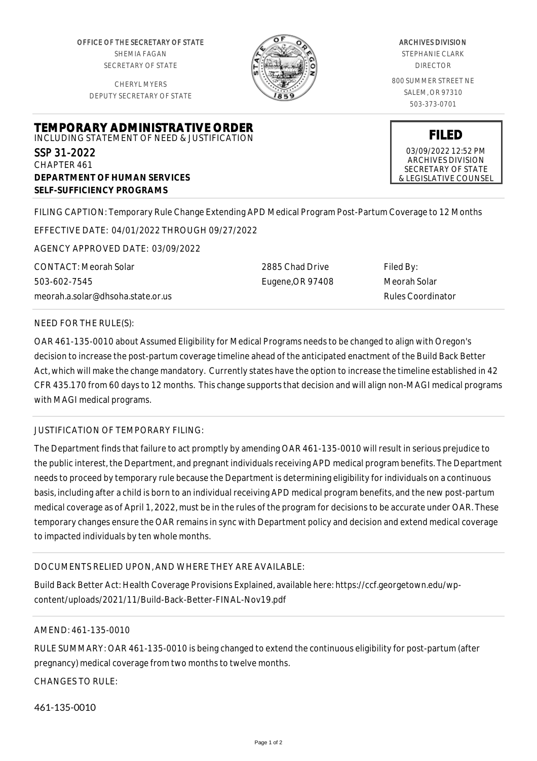OFFICE OF THE SECRETARY OF STATE
SHEMIA FAGAN
SECRETARY OF STATE

CHERYL MYERS
DEPUTY SECRETARY OF STATE

ARCHIVES DIVISION
STEPHANIE CLARK
DIRECTOR

800 SUMMER STREET NE
SALEM, OR 97310
503-373-0701

# TEMPORARY ADMINISTRATIVE ORDER

INCLUDING STATEMENT OF NEED & JUSTIFICATION

SSP 31-2022
CHAPTER 461
**DEPARTMENT OF HUMAN SERVICES**
**SELF-SUFFICIENCY PROGRAMS**

**FILED**
03/09/2022 12:52 PM
ARCHIVES DIVISION
SECRETARY OF STATE
& LEGISLATIVE COUNSEL

FILING CAPTION: Temporary Rule Change Extending APD Medical Program Post-Partum Coverage to 12 Months

EFFECTIVE DATE: 04/01/2022 THROUGH 09/27/2022

AGENCY APPROVED DATE: 03/09/2022

CONTACT: Meorah Solar
503-602-7545
meorah.a.solar@dhsoha.state.or.us

2885 Chad Drive
Eugene,OR 97408

Filed By:
Meorah Solar
Rules Coordinator

NEED FOR THE RULE(S):

OAR 461-135-0010 about Assumed Eligibility for Medical Programs needs to be changed to align with Oregon's decision to increase the post-partum coverage timeline ahead of the anticipated enactment of the Build Back Better Act, which will make the change mandatory. Currently states have the option to increase the timeline established in 42 CFR 435.170 from 60 days to 12 months. This change supports that decision and will align non-MAGI medical programs with MAGI medical programs.

JUSTIFICATION OF TEMPORARY FILING:

The Department finds that failure to act promptly by amending OAR 461-135-0010 will result in serious prejudice to the public interest, the Department, and pregnant individuals receiving APD medical program benefits. The Department needs to proceed by temporary rule because the Department is determining eligibility for individuals on a continuous basis, including after a child is born to an individual receiving APD medical program benefits, and the new post-partum medical coverage as of April 1, 2022, must be in the rules of the program for decisions to be accurate under OAR. These temporary changes ensure the OAR remains in sync with Department policy and decision and extend medical coverage to impacted individuals by ten whole months.

DOCUMENTS RELIED UPON, AND WHERE THEY ARE AVAILABLE:

Build Back Better Act: Health Coverage Provisions Explained, available here: https://ccf.georgetown.edu/wp-content/uploads/2021/11/Build-Back-Better-FINAL-Nov19.pdf

AMEND: 461-135-0010

RULE SUMMARY: OAR 461-135-0010 is being changed to extend the continuous eligibility for post-partum (after pregnancy) medical coverage from two months to twelve months.

CHANGES TO RULE:

461-135-0010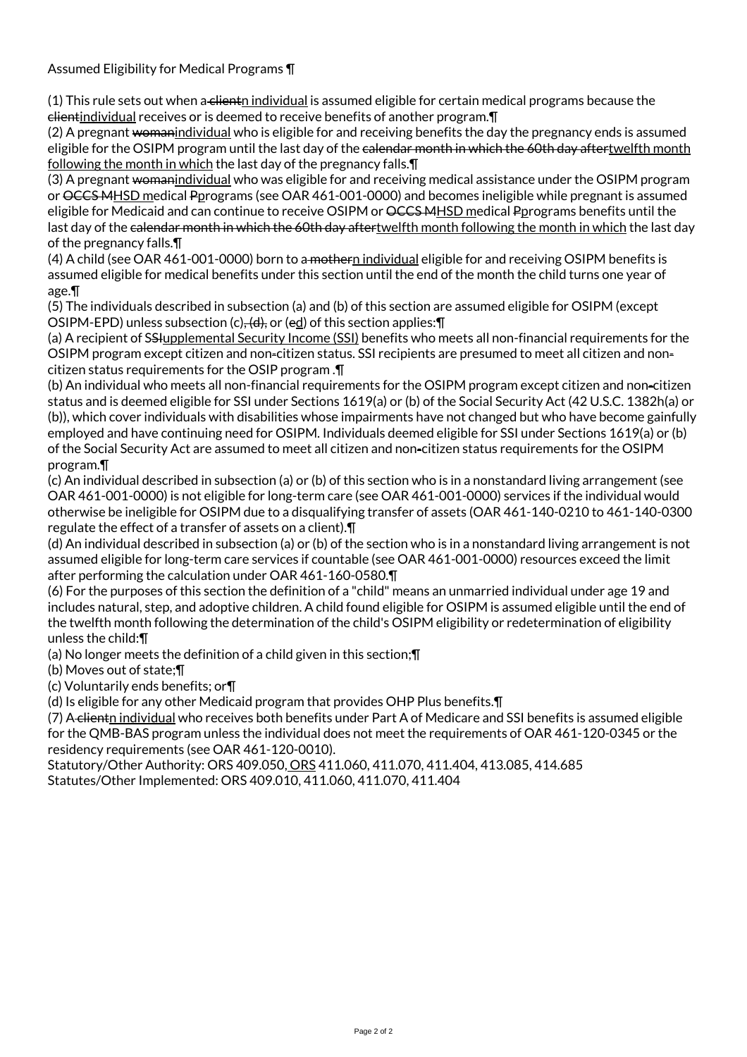Assumed Eligibility for Medical Programs ¶

(1) This rule sets out when a clientn individual is assumed eligible for certain medical programs because the clientindividual receives or is deemed to receive benefits of another program.¶

(2) A pregnant womanindividual who is eligible for and receiving benefits the day the pregnancy ends is assumed eligible for the OSIPM program until the last day of the calendar month in which the 60th day aftertwelfth month following the month in which the last day of the pregnancy falls.¶

(3) A pregnant womanindividual who was eligible for and receiving medical assistance under the OSIPM program or OCCS MHSD medical Pprograms (see OAR 461-001-0000) and becomes ineligible while pregnant is assumed eligible for Medicaid and can continue to receive OSIPM or OCCS MHSD medical Pprograms benefits until the last day of the calendar month in which the 60th day aftertwelfth month following the month in which the last day of the pregnancy falls.¶

(4) A child (see OAR 461-001-0000) born to a mothern individual eligible for and receiving OSIPM benefits is assumed eligible for medical benefits under this section until the end of the month the child turns one year of age.¶

(5) The individuals described in subsection (a) and (b) of this section are assumed eligible for OSIPM (except OSIPM-EPD) unless subsection (c), (d), or (ed) of this section applies:¶

(a) A recipient of SSIupplemental Security Income (SSI) benefits who meets all non-financial requirements for the OSIPM program except citizen and non-citizen status. SSI recipients are presumed to meet all citizen and non-citizen status requirements for the OSIP program .¶

(b) An individual who meets all non-financial requirements for the OSIPM program except citizen and non-citizen status and is deemed eligible for SSI under Sections 1619(a) or (b) of the Social Security Act (42 U.S.C. 1382h(a) or (b)), which cover individuals with disabilities whose impairments have not changed but who have become gainfully employed and have continuing need for OSIPM. Individuals deemed eligible for SSI under Sections 1619(a) or (b) of the Social Security Act are assumed to meet all citizen and non-citizen status requirements for the OSIPM program.¶

(c) An individual described in subsection (a) or (b) of this section who is in a nonstandard living arrangement (see OAR 461-001-0000) is not eligible for long-term care (see OAR 461-001-0000) services if the individual would otherwise be ineligible for OSIPM due to a disqualifying transfer of assets (OAR 461-140-0210 to 461-140-0300 regulate the effect of a transfer of assets on a client).¶

(d) An individual described in subsection (a) or (b) of the section who is in a nonstandard living arrangement is not assumed eligible for long-term care services if countable (see OAR 461-001-0000) resources exceed the limit after performing the calculation under OAR 461-160-0580.¶

(6) For the purposes of this section the definition of a "child" means an unmarried individual under age 19 and includes natural, step, and adoptive children. A child found eligible for OSIPM is assumed eligible until the end of the twelfth month following the determination of the child's OSIPM eligibility or redetermination of eligibility unless the child:¶

(a) No longer meets the definition of a child given in this section;¶

(b) Moves out of state;¶

(c) Voluntarily ends benefits; or¶

(d) Is eligible for any other Medicaid program that provides OHP Plus benefits.¶

(7) A clientn individual who receives both benefits under Part A of Medicare and SSI benefits is assumed eligible for the QMB-BAS program unless the individual does not meet the requirements of OAR 461-120-0345 or the residency requirements (see OAR 461-120-0010).

Statutory/Other Authority: ORS 409.050, ORS 411.060, 411.070, 411.404, 413.085, 414.685
Statutes/Other Implemented: ORS 409.010, 411.060, 411.070, 411.404